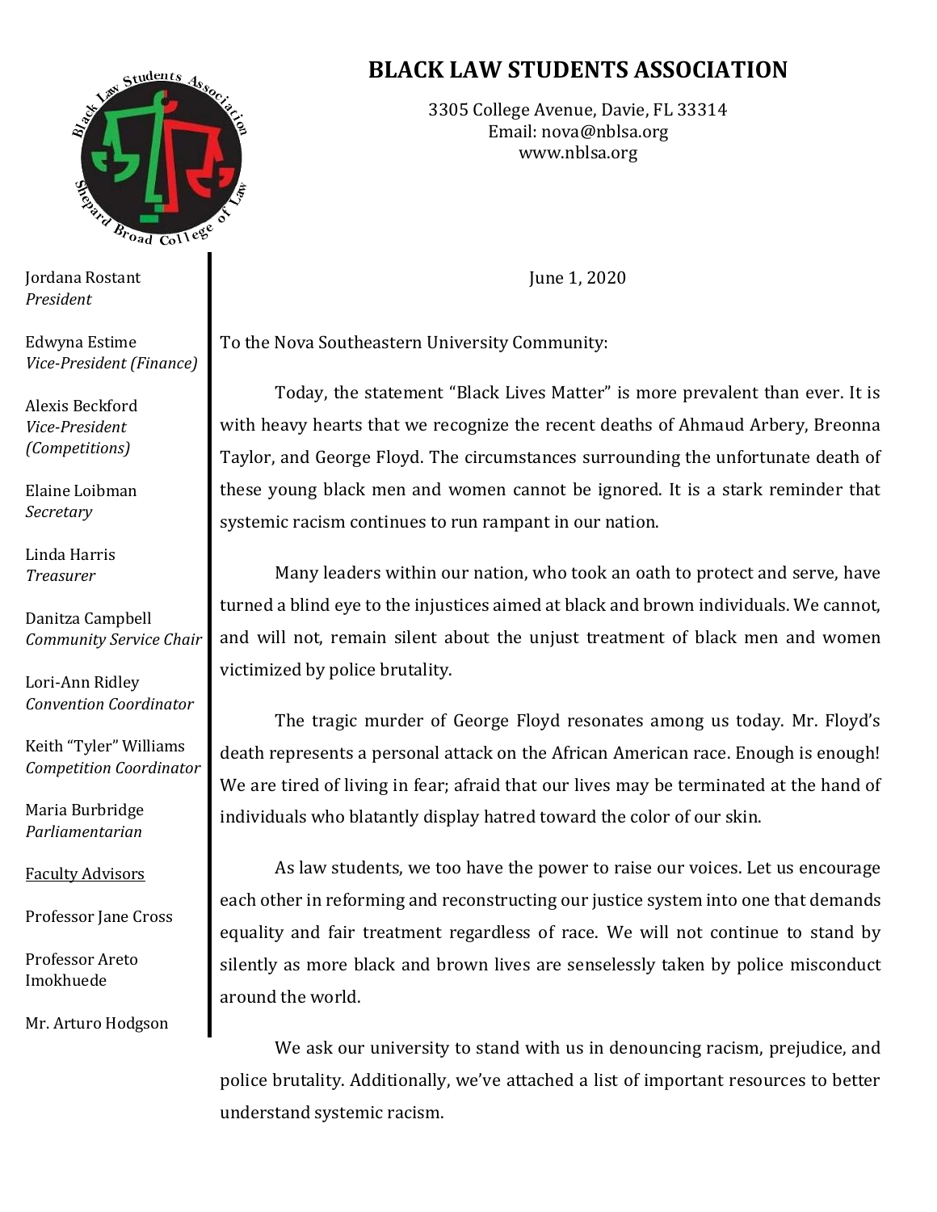# BLACK LAW STUDENTS ASSOCIATION

3305 College Avenue, Davie, FL 33314
Email: nova@nblsa.org
www.nblsa.org

Jordana Rostant
*President*

Edwyna Estime
*Vice-President (Finance)*

Alexis Beckford
*Vice-President (Competitions)*

Elaine Loibman
*Secretary*

Linda Harris
*Treasurer*

Danitza Campbell
*Community Service Chair*

Lori-Ann Ridley
*Convention Coordinator*

Keith "Tyler" Williams
*Competition Coordinator*

Maria Burbridge
*Parliamentarian*

<u>Faculty Advisors</u>

Professor Jane Cross

Professor Areto Imokhuede

Mr. Arturo Hodgson

June 1, 2020

To the Nova Southeastern University Community:

Today, the statement "Black Lives Matter" is more prevalent than ever. It is with heavy hearts that we recognize the recent deaths of Ahmaud Arbery, Breonna Taylor, and George Floyd. The circumstances surrounding the unfortunate death of these young black men and women cannot be ignored. It is a stark reminder that systemic racism continues to run rampant in our nation.

Many leaders within our nation, who took an oath to protect and serve, have turned a blind eye to the injustices aimed at black and brown individuals. We cannot, and will not, remain silent about the unjust treatment of black men and women victimized by police brutality.

The tragic murder of George Floyd resonates among us today. Mr. Floyd's death represents a personal attack on the African American race. Enough is enough! We are tired of living in fear; afraid that our lives may be terminated at the hand of individuals who blatantly display hatred toward the color of our skin.

As law students, we too have the power to raise our voices. Let us encourage each other in reforming and reconstructing our justice system into one that demands equality and fair treatment regardless of race. We will not continue to stand by silently as more black and brown lives are senselessly taken by police misconduct around the world.

We ask our university to stand with us in denouncing racism, prejudice, and police brutality. Additionally, we've attached a list of important resources to better understand systemic racism.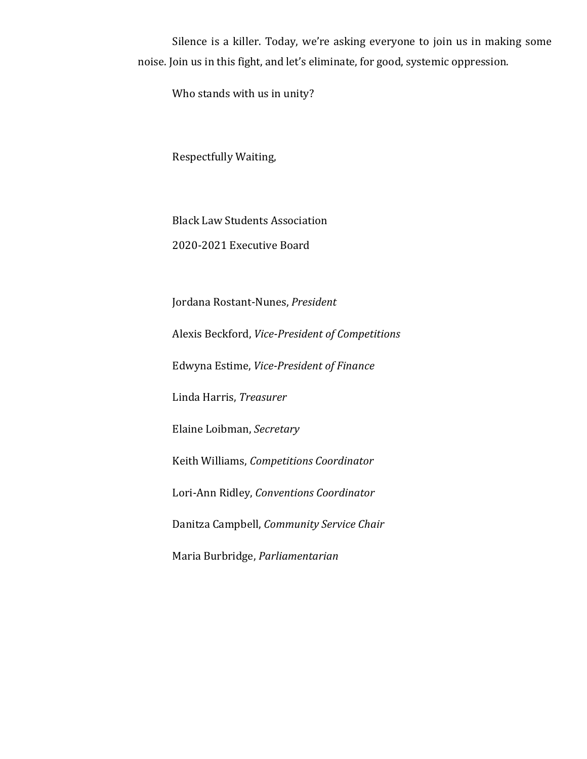Silence is a killer. Today, we're asking everyone to join us in making some noise. Join us in this fight, and let's eliminate, for good, systemic oppression.

Who stands with us in unity?

Respectfully Waiting,

Black Law Students Association

2020-2021 Executive Board

Jordana Rostant-Nunes, *President*

Alexis Beckford, *Vice-President of Competitions*

Edwyna Estime, *Vice-President of Finance*

Linda Harris, *Treasurer*

Elaine Loibman, *Secretary*

Keith Williams, *Competitions Coordinator*

Lori-Ann Ridley, *Conventions Coordinator*

Danitza Campbell, *Community Service Chair*

Maria Burbridge, *Parliamentarian*